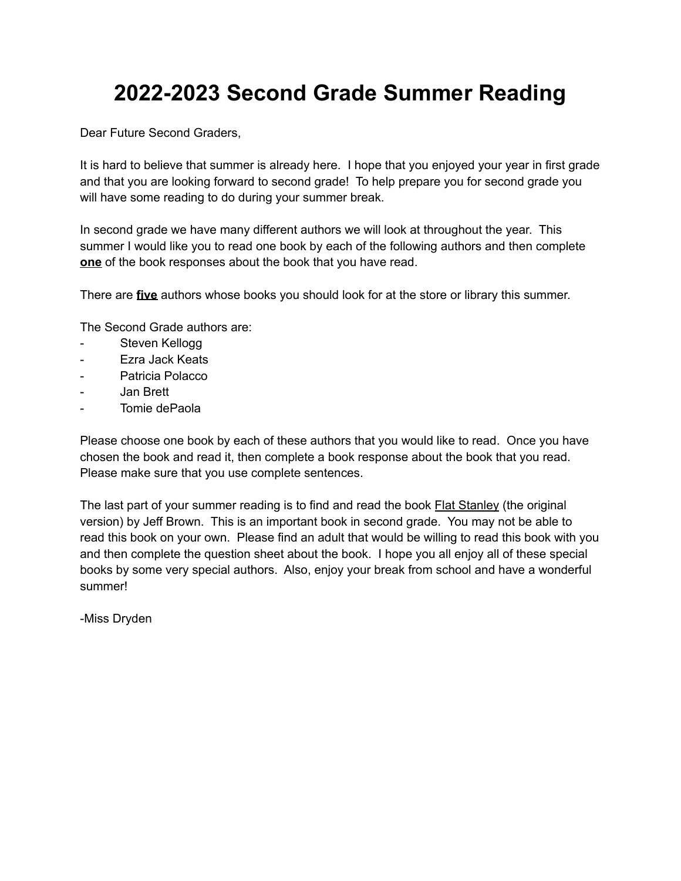# 2022-2023 Second Grade Summer Reading

Dear Future Second Graders,

It is hard to believe that summer is already here. I hope that you enjoyed your year in first grade and that you are looking forward to second grade! To help prepare you for second grade you will have some reading to do during your summer break.

In second grade we have many different authors we will look at throughout the year. This summer I would like you to read one book by each of the following authors and then complete **one** of the book responses about the book that you have read.

There are **five** authors whose books you should look for at the store or library this summer.

The Second Grade authors are:

- Steven Kellogg
- Ezra Jack Keats
- Patricia Polacco
- Jan Brett
- Tomie dePaola

Please choose one book by each of these authors that you would like to read. Once you have chosen the book and read it, then complete a book response about the book that you read. Please make sure that you use complete sentences.

The last part of your summer reading is to find and read the book Flat Stanley (the original version) by Jeff Brown. This is an important book in second grade. You may not be able to read this book on your own. Please find an adult that would be willing to read this book with you and then complete the question sheet about the book. I hope you all enjoy all of these special books by some very special authors. Also, enjoy your break from school and have a wonderful summer!

-Miss Dryden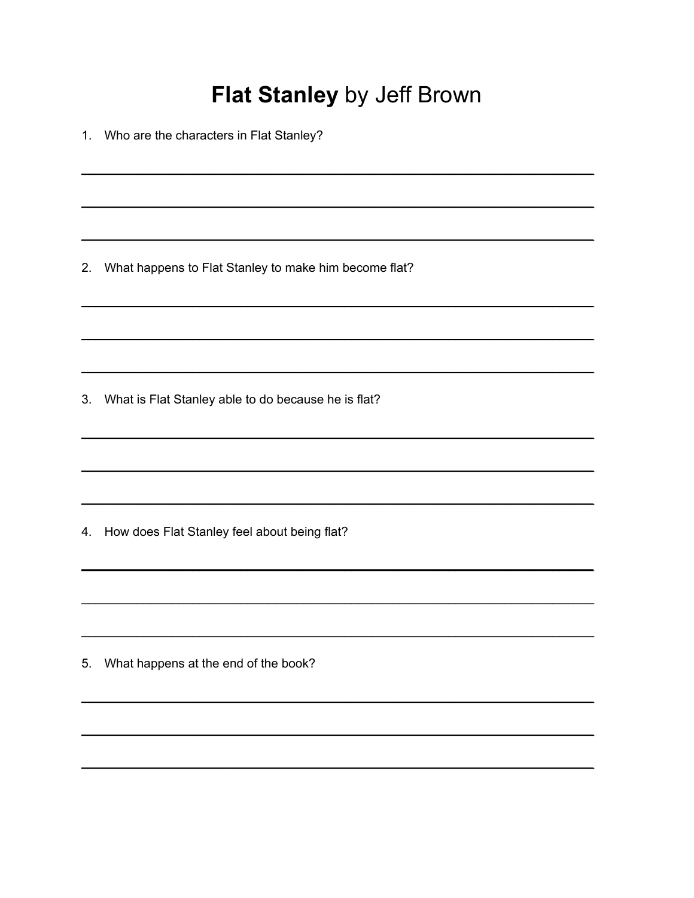# **Flat Stanley** by Jeff Brown

1. Who are the characters in Flat Stanley?

___________________________________________________________________________

___________________________________________________________________________

___________________________________________________________________________

2. What happens to Flat Stanley to make him become flat?

___________________________________________________________________________

___________________________________________________________________________

___________________________________________________________________________

3. What is Flat Stanley able to do because he is flat?

___________________________________________________________________________

___________________________________________________________________________

___________________________________________________________________________

4. How does Flat Stanley feel about being flat?

___________________________________________________________________________

___________________________________________________________________________

___________________________________________________________________________

5. What happens at the end of the book?

___________________________________________________________________________

___________________________________________________________________________

___________________________________________________________________________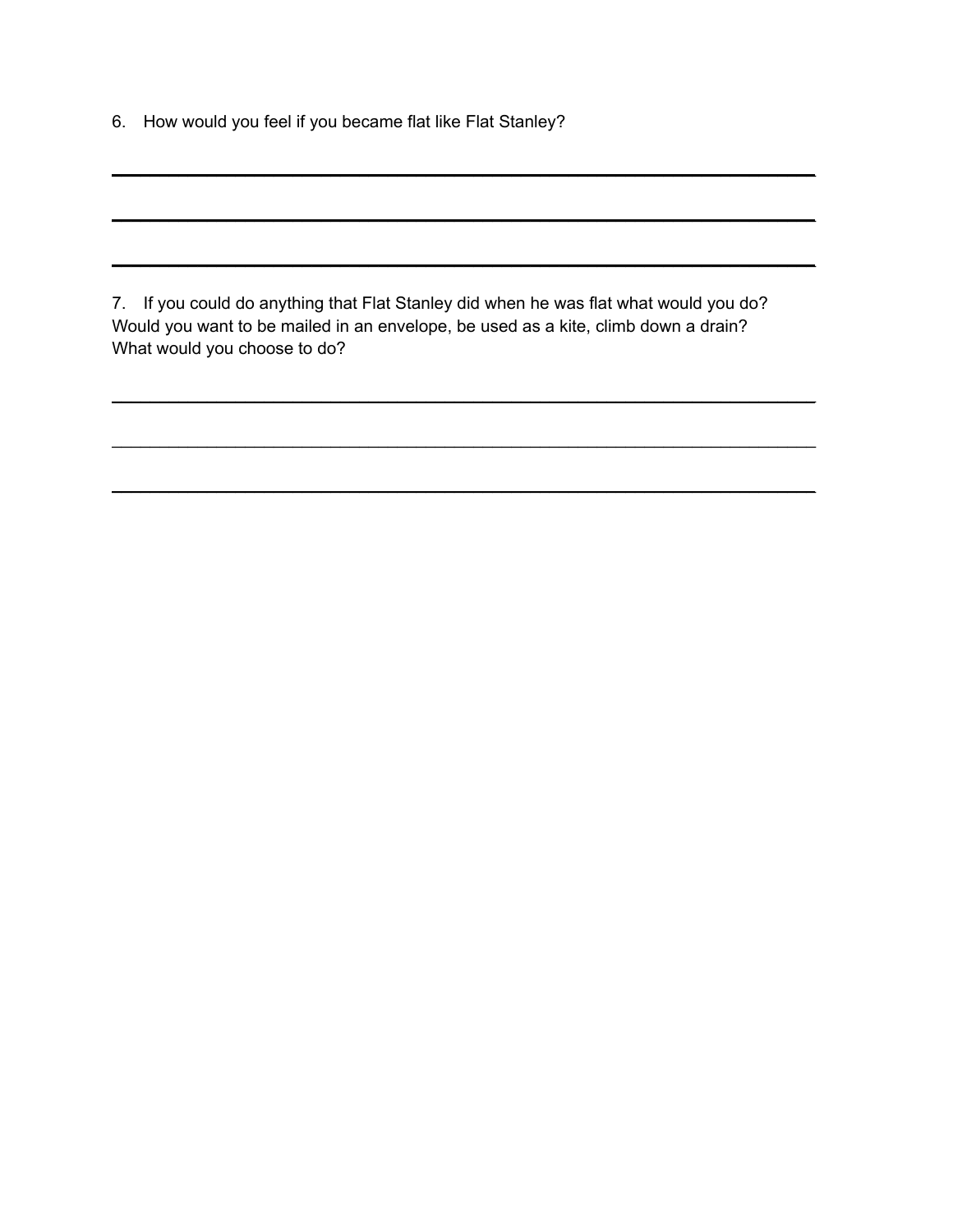6. How would you feel if you became flat like Flat Stanley?

______________________________________________________________________

______________________________________________________________________

______________________________________________________________________

7. If you could do anything that Flat Stanley did when he was flat what would you do? Would you want to be mailed in an envelope, be used as a kite, climb down a drain? What would you choose to do?

______________________________________________________________________

______________________________________________________________________

______________________________________________________________________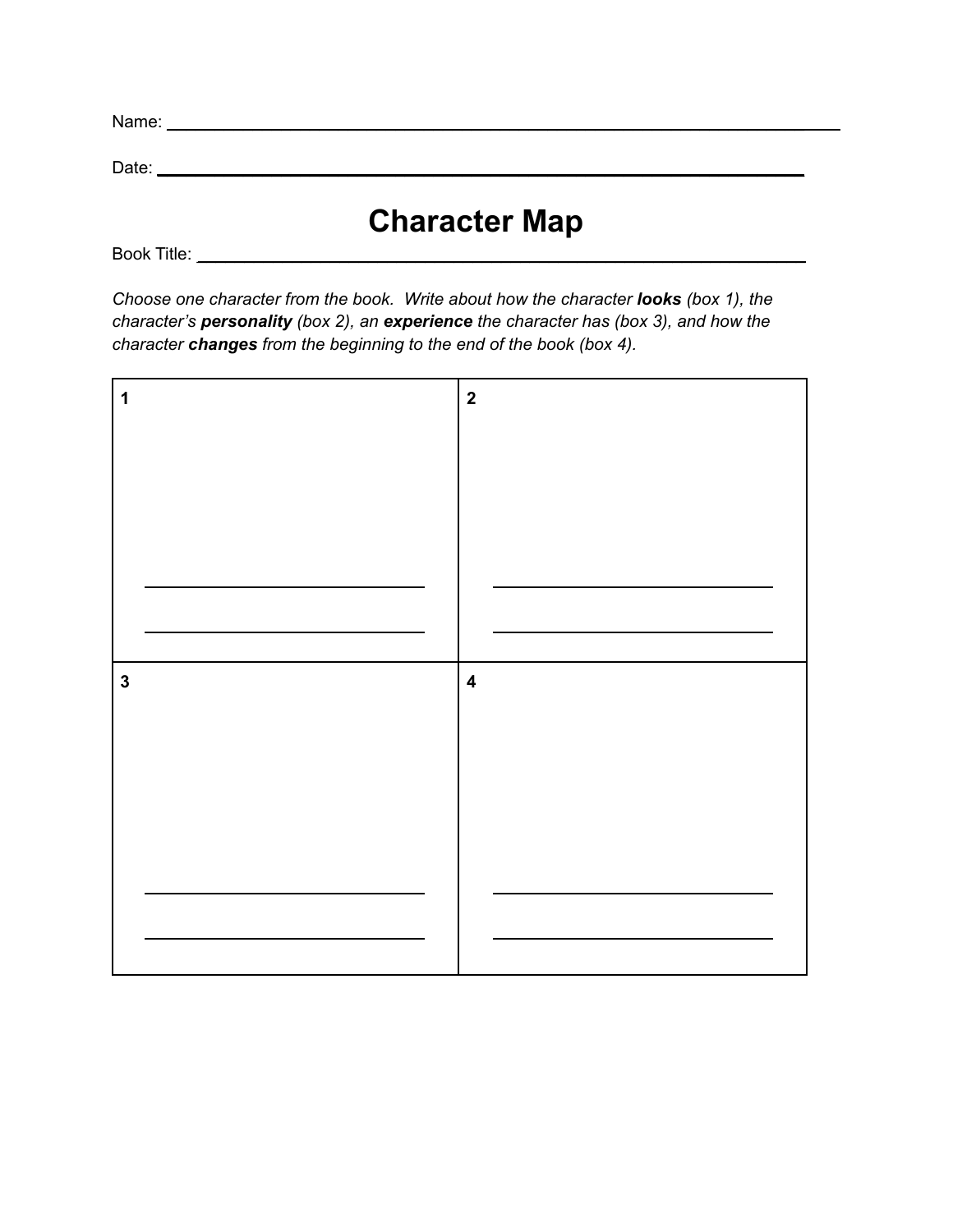Name: ______________________________________________

Date: ______________________________________________

# Character Map

Book Title: ______________________________________________

*Choose one character from the book. Write about how the character* ***looks*** *(box 1), the character's* ***personality*** *(box 2), an* ***experience*** *the character has (box 3), and how the character* ***changes*** *from the beginning to the end of the book (box 4).*

| **1**<br><br><br><br>______________________<br><br>______________________ | **2**<br><br><br><br>______________________<br><br>______________________ |
| --- | --- |
| **3**<br><br><br><br>______________________<br><br>______________________ | **4**<br><br><br><br>______________________<br><br>______________________ |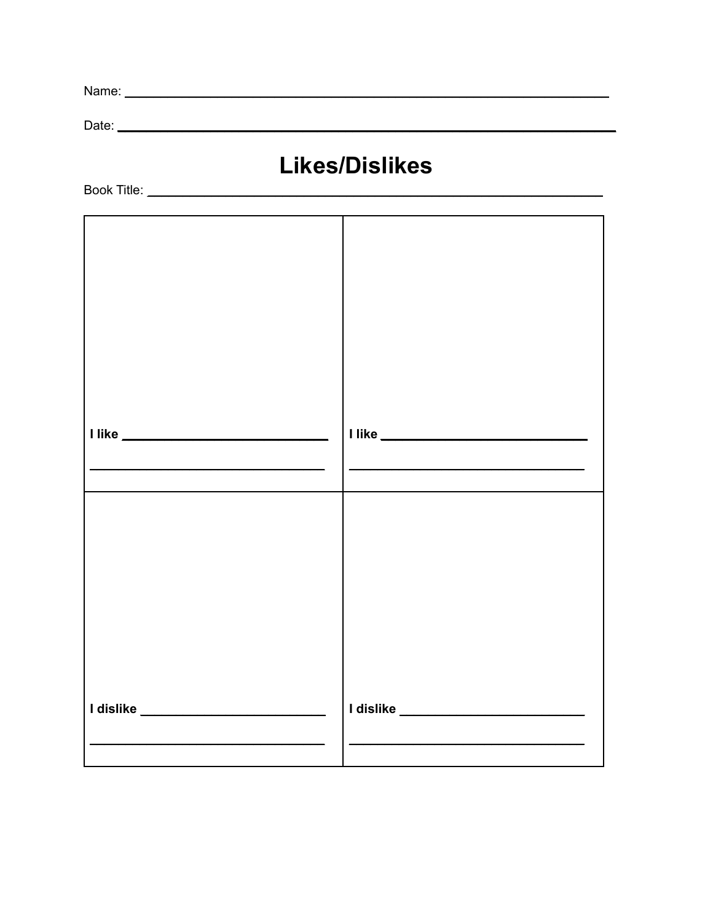Name: ____________________________________________

Date: ____________________________________________

# Likes/Dislikes

Book Title: ____________________________________________

| | |
|---|---|
| **I like** ______________________<br>______________________ | **I like** ______________________<br>______________________ |
| **I dislike** ______________________<br>______________________ | **I dislike** ______________________<br>______________________ |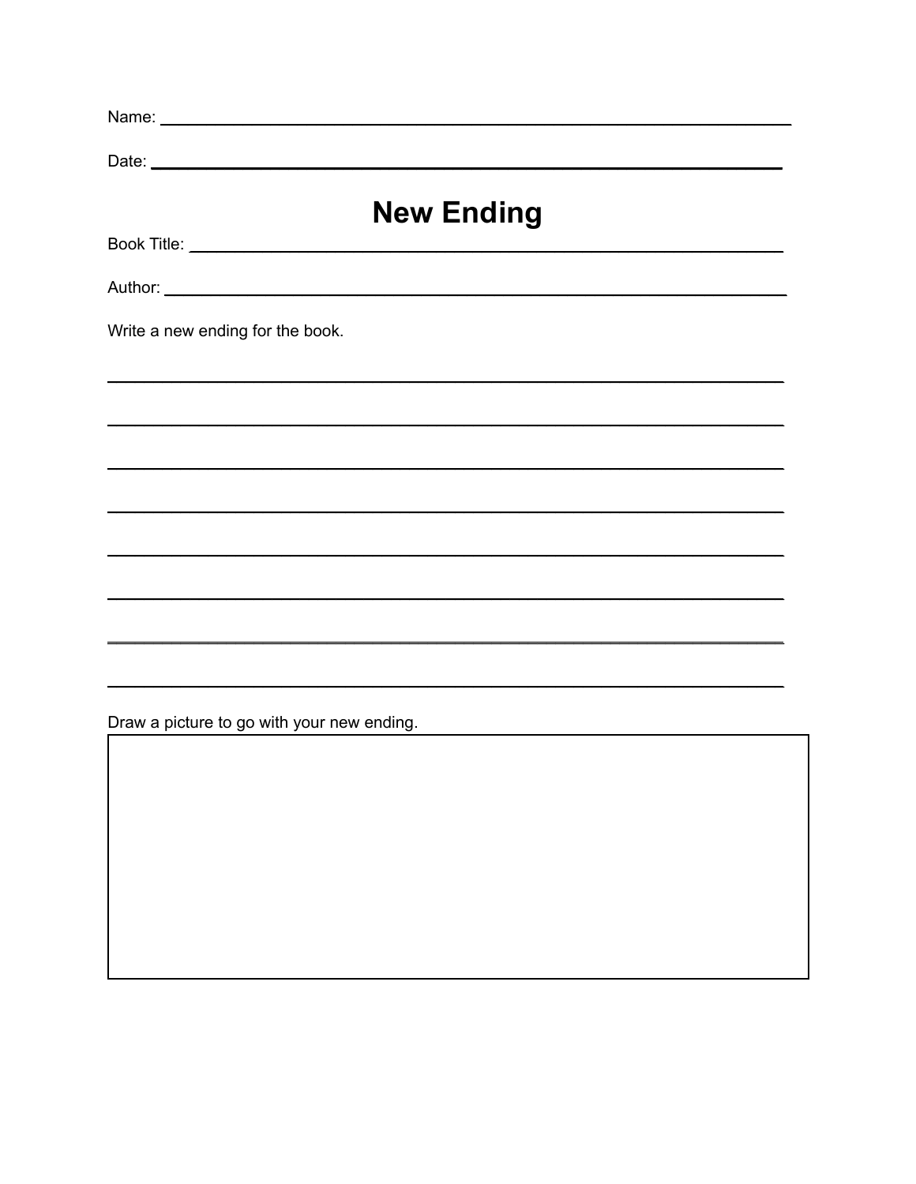Name: ______________________________________________________________

Date: _______________________________________________________________

# New Ending

Book Title: __________________________________________________________

Author: _____________________________________________________________

Write a new ending for the book.

______________________________________________________________________

______________________________________________________________________

______________________________________________________________________

______________________________________________________________________

______________________________________________________________________

______________________________________________________________________

______________________________________________________________________

______________________________________________________________________

Draw a picture to go with your new ending.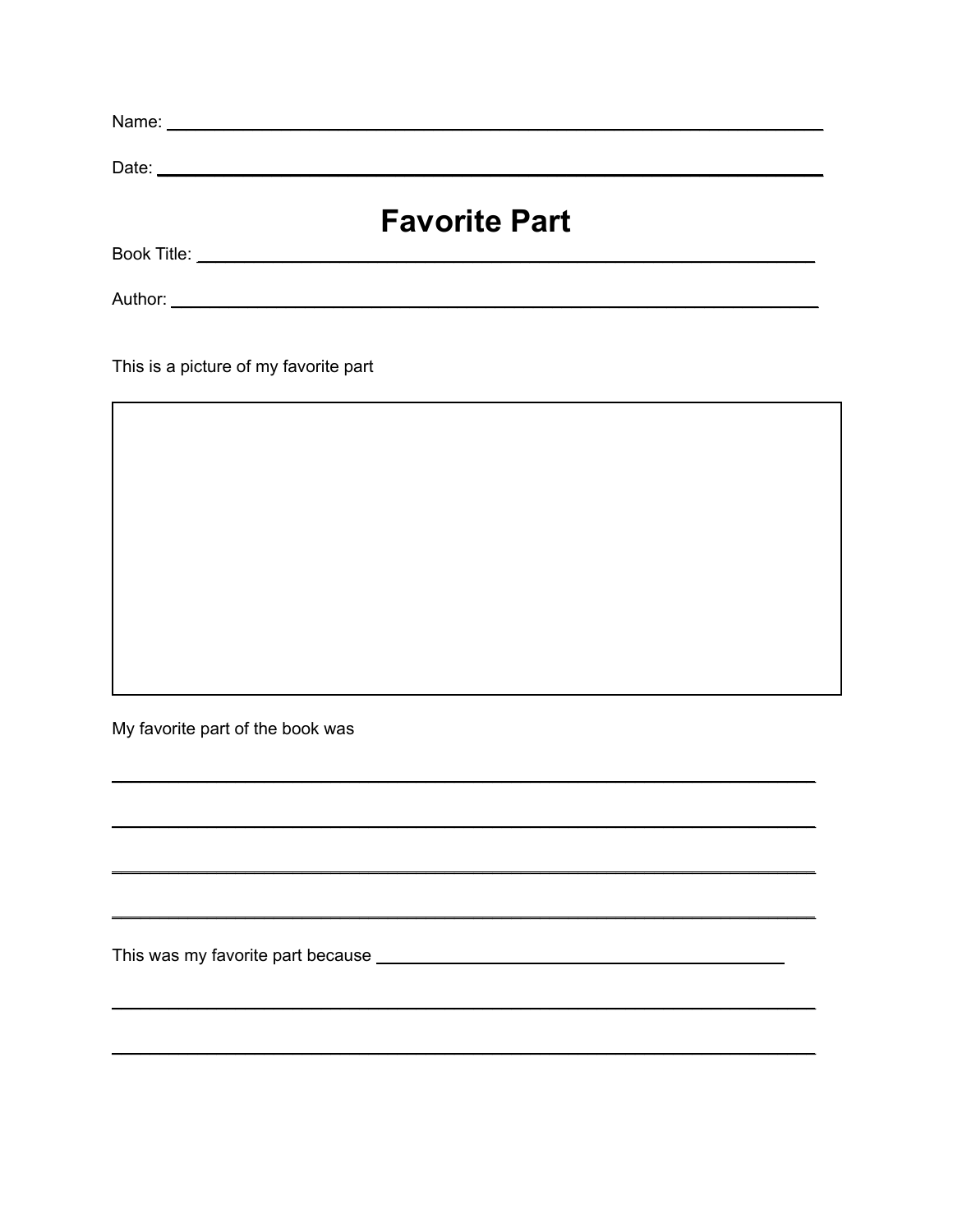Name: ______________________________________________

Date: ______________________________________________

# Favorite Part

Book Title: ______________________________________________

Author: ______________________________________________

This is a picture of my favorite part

My favorite part of the book was

______________________________________________

______________________________________________

______________________________________________

______________________________________________

This was my favorite part because ______________________________

______________________________________________

______________________________________________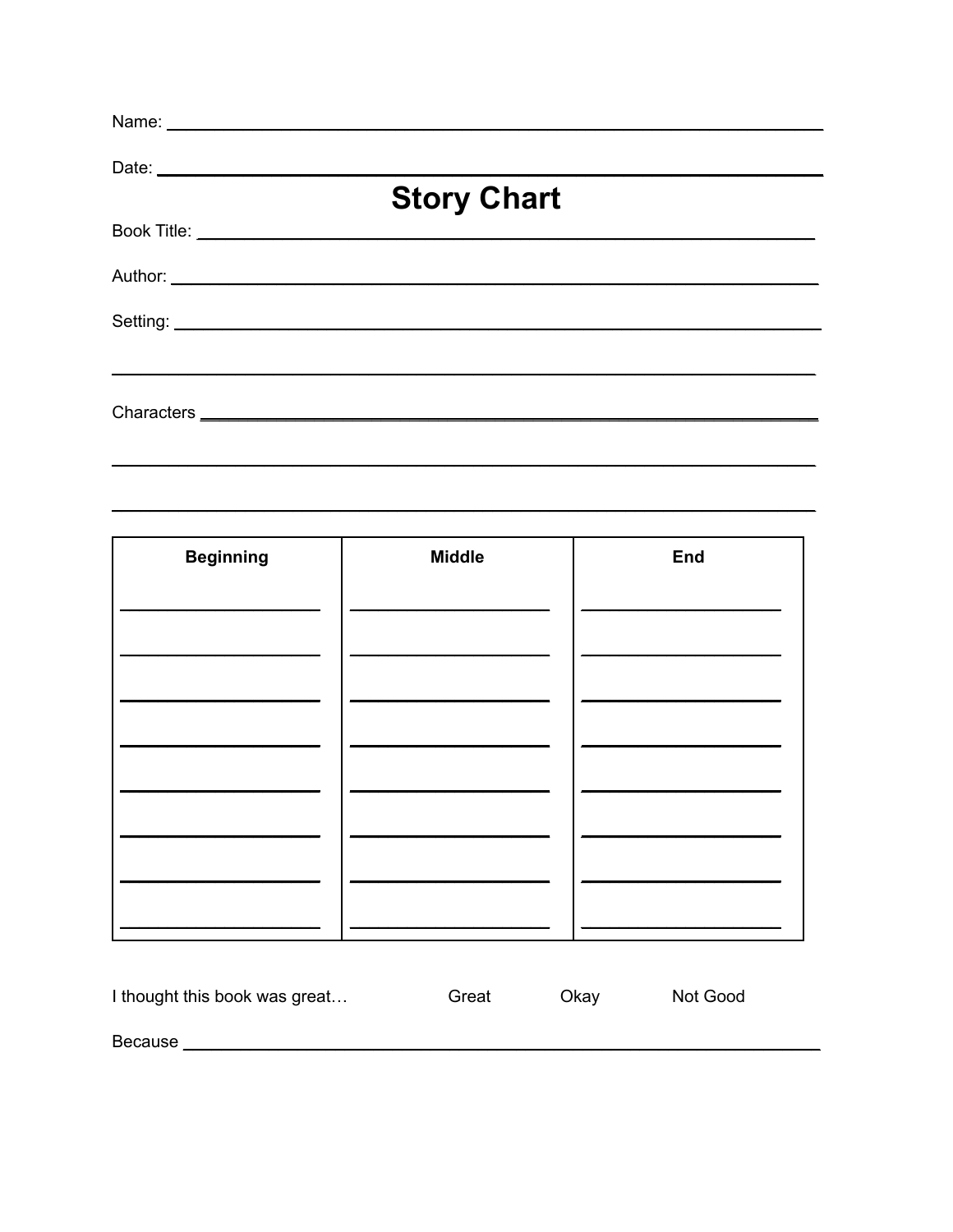Name: ______________________________________________

Date: ______________________________________________

# Story Chart

Book Title: ______________________________________________

Author: ______________________________________________

Setting: ______________________________________________

______________________________________________

Characters ______________________________________________

______________________________________________

______________________________________________

| Beginning | Middle | End |
| --- | --- | --- |
| ____________ | ____________ | ____________ |
| ____________ | ____________ | ____________ |
| ____________ | ____________ | ____________ |
| ____________ | ____________ | ____________ |
| ____________ | ____________ | ____________ |
| ____________ | ____________ | ____________ |
| ____________ | ____________ | ____________ |
| ____________ | ____________ | ____________ |

I thought this book was great… Great Okay Not Good

Because ______________________________________________